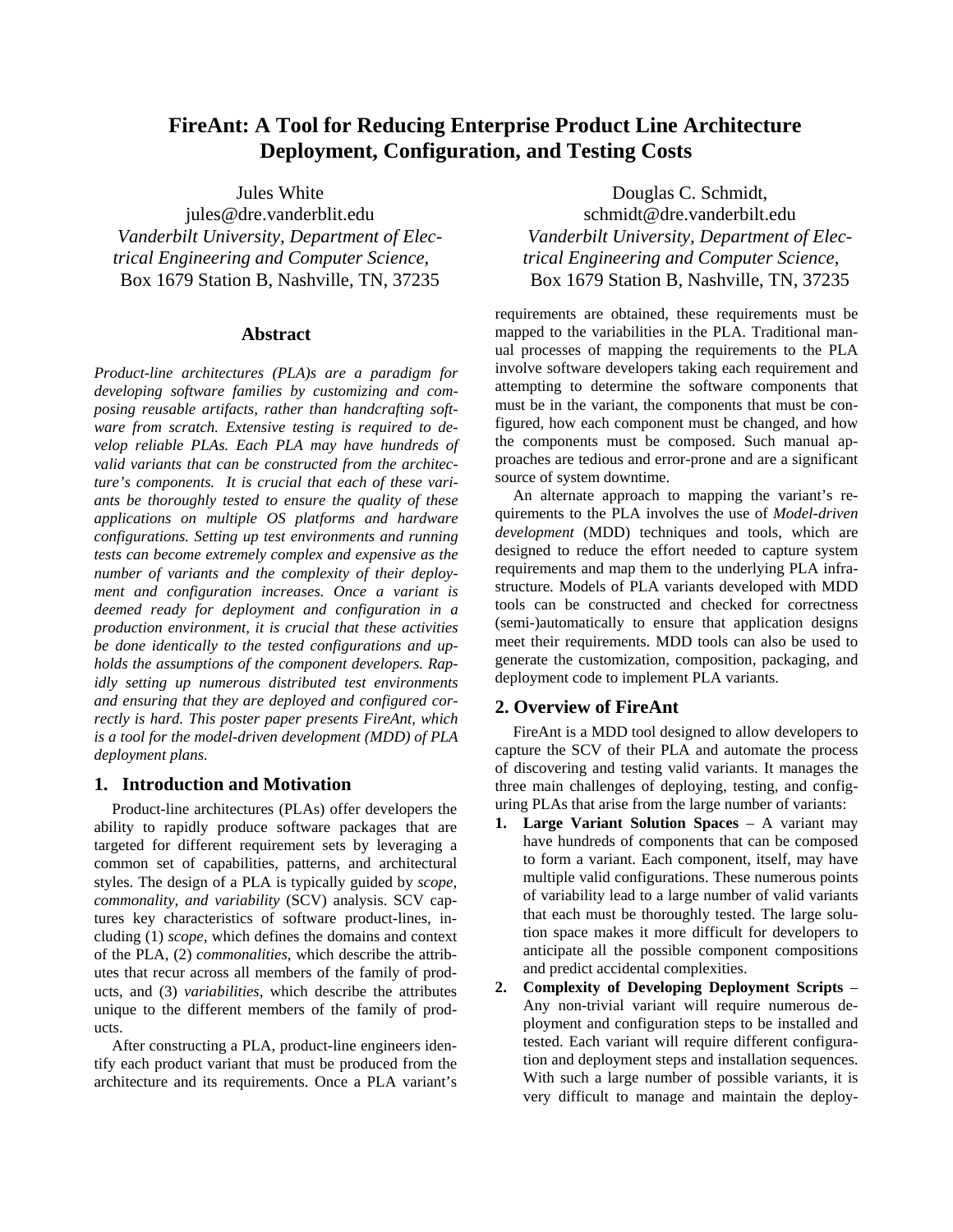# FireAnt: A Tool for Reducing Enterprise Product Line Architecture Deployment, Configuration, and Testing Costs

Jules White
jules@dre.vanderblit.edu
*Vanderbilt University, Department of Electrical Engineering and Computer Science*,
Box 1679 Station B, Nashville, TN, 37235

Douglas C. Schmidt,
schmidt@dre.vanderbilt.edu
*Vanderbilt University, Department of Electrical Engineering and Computer Science*,
Box 1679 Station B, Nashville, TN, 37235

## Abstract

*Product-line architectures (PLA)s are a paradigm for developing software families by customizing and composing reusable artifacts, rather than handcrafting software from scratch. Extensive testing is required to develop reliable PLAs. Each PLA may have hundreds of valid variants that can be constructed from the architecture's components. It is crucial that each of these variants be thoroughly tested to ensure the quality of these applications on multiple OS platforms and hardware configurations. Setting up test environments and running tests can become extremely complex and expensive as the number of variants and the complexity of their deployment and configuration increases. Once a variant is deemed ready for deployment and configuration in a production environment, it is crucial that these activities be done identically to the tested configurations and upholds the assumptions of the component developers. Rapidly setting up numerous distributed test environments and ensuring that they are deployed and configured correctly is hard. This poster paper presents FireAnt, which is a tool for the model-driven development (MDD) of PLA deployment plans.*

## 1. Introduction and Motivation

Product-line architectures (PLAs) offer developers the ability to rapidly produce software packages that are targeted for different requirement sets by leveraging a common set of capabilities, patterns, and architectural styles. The design of a PLA is typically guided by *scope, commonality, and variability* (SCV) analysis. SCV captures key characteristics of software product-lines, including (1) *scope*, which defines the domains and context of the PLA, (2) *commonalities*, which describe the attributes that recur across all members of the family of products, and (3) *variabilities*, which describe the attributes unique to the different members of the family of products.

After constructing a PLA, product-line engineers identify each product variant that must be produced from the architecture and its requirements. Once a PLA variant's requirements are obtained, these requirements must be mapped to the variabilities in the PLA. Traditional manual processes of mapping the requirements to the PLA involve software developers taking each requirement and attempting to determine the software components that must be in the variant, the components that must be configured, how each component must be changed, and how the components must be composed. Such manual approaches are tedious and error-prone and are a significant source of system downtime.

An alternate approach to mapping the variant's requirements to the PLA involves the use of *Model-driven development* (MDD) techniques and tools, which are designed to reduce the effort needed to capture system requirements and map them to the underlying PLA infrastructure. Models of PLA variants developed with MDD tools can be constructed and checked for correctness (semi-)automatically to ensure that application designs meet their requirements. MDD tools can also be used to generate the customization, composition, packaging, and deployment code to implement PLA variants.

## 2. Overview of FireAnt

FireAnt is a MDD tool designed to allow developers to capture the SCV of their PLA and automate the process of discovering and testing valid variants. It manages the three main challenges of deploying, testing, and configuring PLAs that arise from the large number of variants:

1. **Large Variant Solution Spaces** – A variant may have hundreds of components that can be composed to form a variant. Each component, itself, may have multiple valid configurations. These numerous points of variability lead to a large number of valid variants that each must be thoroughly tested. The large solution space makes it more difficult for developers to anticipate all the possible component compositions and predict accidental complexities.
2. **Complexity of Developing Deployment Scripts** – Any non-trivial variant will require numerous deployment and configuration steps to be installed and tested. Each variant will require different configuration and deployment steps and installation sequences. With such a large number of possible variants, it is very difficult to manage and maintain the deploy-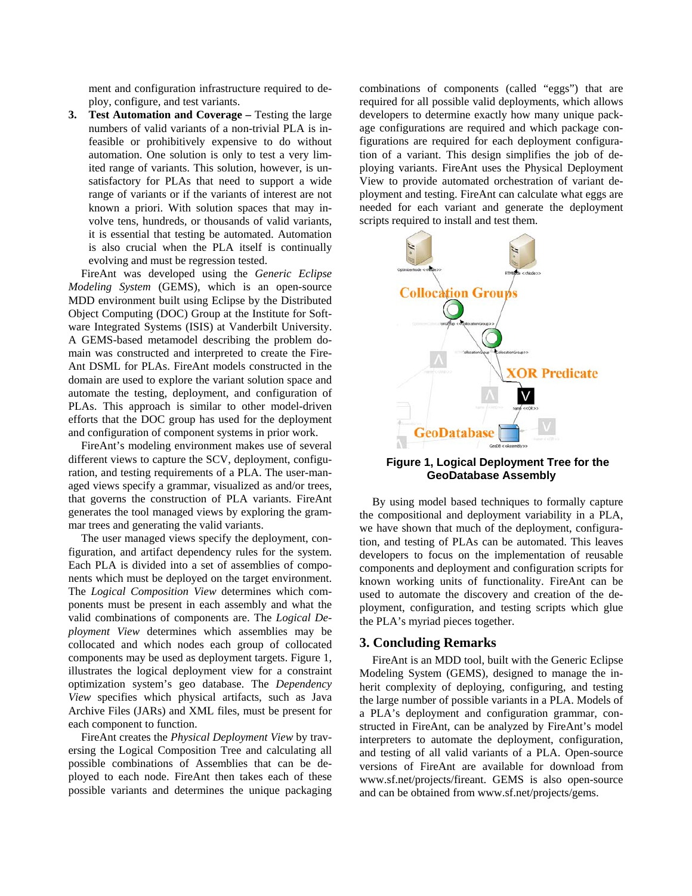ment and configuration infrastructure required to deploy, configure, and test variants.

3. **Test Automation and Coverage –** Testing the large numbers of valid variants of a non-trivial PLA is infeasible or prohibitively expensive to do without automation. One solution is only to test a very limited range of variants. This solution, however, is unsatisfactory for PLAs that need to support a wide range of variants or if the variants of interest are not known a priori. With solution spaces that may involve tens, hundreds, or thousands of valid variants, it is essential that testing be automated. Automation is also crucial when the PLA itself is continually evolving and must be regression tested.

FireAnt was developed using the *Generic Eclipse Modeling System* (GEMS), which is an open-source MDD environment built using Eclipse by the Distributed Object Computing (DOC) Group at the Institute for Software Integrated Systems (ISIS) at Vanderbilt University. A GEMS-based metamodel describing the problem domain was constructed and interpreted to create the FireAnt DSML for PLAs. FireAnt models constructed in the domain are used to explore the variant solution space and automate the testing, deployment, and configuration of PLAs. This approach is similar to other model-driven efforts that the DOC group has used for the deployment and configuration of component systems in prior work.

FireAnt's modeling environment makes use of several different views to capture the SCV, deployment, configuration, and testing requirements of a PLA. The user-managed views specify a grammar, visualized as and/or trees, that governs the construction of PLA variants. FireAnt generates the tool managed views by exploring the grammar trees and generating the valid variants.

The user managed views specify the deployment, configuration, and artifact dependency rules for the system. Each PLA is divided into a set of assemblies of components which must be deployed on the target environment. The *Logical Composition View* determines which components must be present in each assembly and what the valid combinations of components are. The *Logical Deployment View* determines which assemblies may be collocated and which nodes each group of collocated components may be used as deployment targets. Figure 1, illustrates the logical deployment view for a constraint optimization system's geo database. The *Dependency View* specifies which physical artifacts, such as Java Archive Files (JARs) and XML files, must be present for each component to function.

FireAnt creates the *Physical Deployment View* by traversing the Logical Composition Tree and calculating all possible combinations of Assemblies that can be deployed to each node. FireAnt then takes each of these possible variants and determines the unique packaging combinations of components (called "eggs") that are required for all possible valid deployments, which allows developers to determine exactly how many unique package configurations are required and which package configurations are required for each deployment configuration of a variant. This design simplifies the job of deploying variants. FireAnt uses the Physical Deployment View to provide automated orchestration of variant deployment and testing. FireAnt can calculate what eggs are needed for each variant and generate the deployment scripts required to install and test them.

Collocation Groups

XOR Predicate

GeoDatabase

**Figure 1, Logical Deployment Tree for the GeoDatabase Assembly**

By using model based techniques to formally capture the compositional and deployment variability in a PLA, we have shown that much of the deployment, configuration, and testing of PLAs can be automated. This leaves developers to focus on the implementation of reusable components and deployment and configuration scripts for known working units of functionality. FireAnt can be used to automate the discovery and creation of the deployment, configuration, and testing scripts which glue the PLA's myriad pieces together.

## 3. Concluding Remarks

FireAnt is an MDD tool, built with the Generic Eclipse Modeling System (GEMS), designed to manage the inherit complexity of deploying, configuring, and testing the large number of possible variants in a PLA. Models of a PLA's deployment and configuration grammar, constructed in FireAnt, can be analyzed by FireAnt's model interpreters to automate the deployment, configuration, and testing of all valid variants of a PLA. Open-source versions of FireAnt are available for download from www.sf.net/projects/fireant. GEMS is also open-source and can be obtained from www.sf.net/projects/gems.